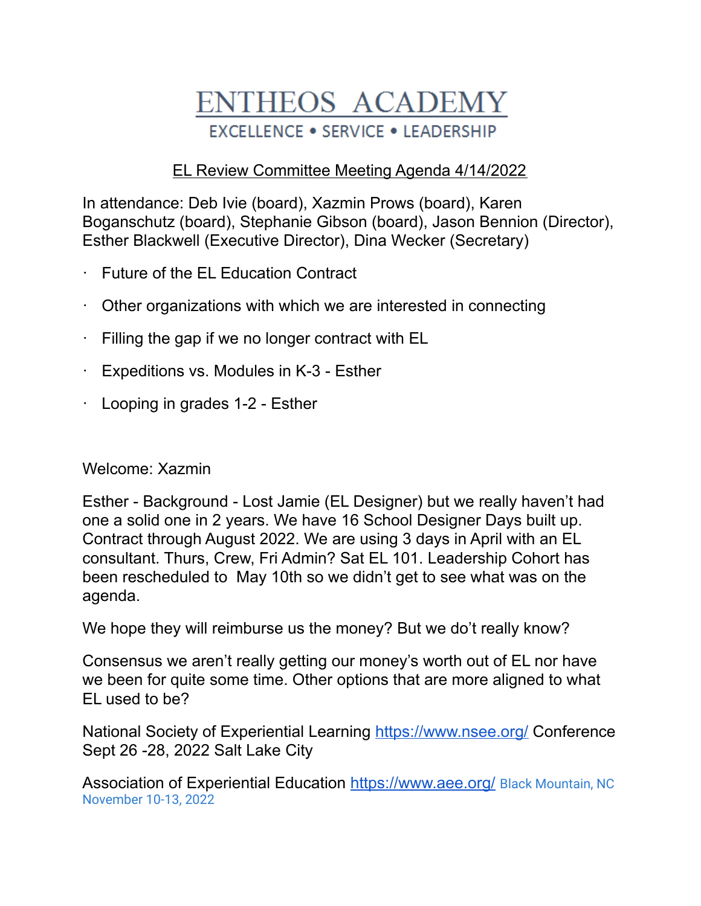# ENTHEOS ACADEMY

EXCELLENCE • SERVICE • LEADERSHIP

## EL Review Committee Meeting Agenda 4/14/2022

In attendance: Deb Ivie (board), Xazmin Prows (board), Karen Boganschutz (board), Stephanie Gibson (board), Jason Bennion (Director), Esther Blackwell (Executive Director), Dina Wecker (Secretary)

- Future of the EL Education Contract
- Other organizations with which we are interested in connecting
- Filling the gap if we no longer contract with EL
- Expeditions vs. Modules in K-3 - Esther
- Looping in grades 1-2 - Esther

Welcome: Xazmin

Esther - Background - Lost Jamie (EL Designer) but we really haven't had one a solid one in 2 years. We have 16 School Designer Days built up. Contract through August 2022. We are using 3 days in April with an EL consultant. Thurs, Crew, Fri Admin? Sat EL 101. Leadership Cohort has been rescheduled to May 10th so we didn't get to see what was on the agenda.

We hope they will reimburse us the money? But we don't really know?

Consensus we aren't really getting our money's worth out of EL nor have we been for quite some time. Other options that are more aligned to what EL used to be?

National Society of Experiential Learning https://www.nsee.org/ Conference Sept 26 -28, 2022 Salt Lake City

Association of Experiential Education https://www.aee.org/ Black Mountain, NC November 10-13, 2022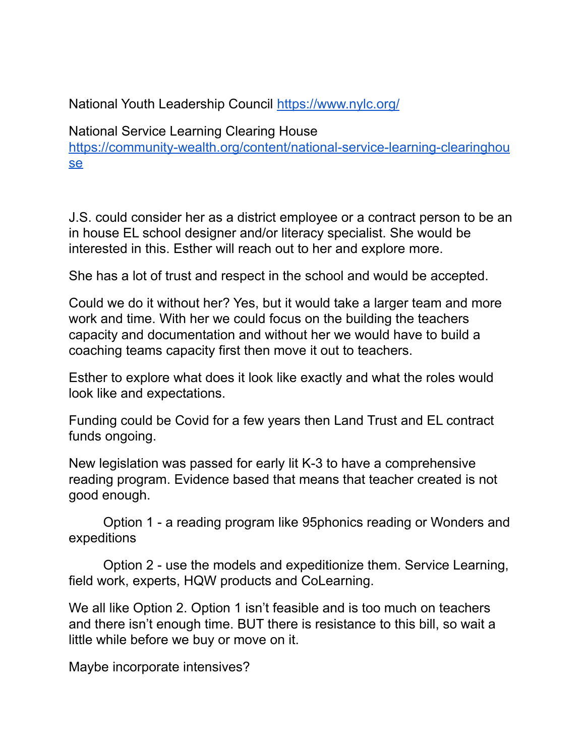National Youth Leadership Council https://www.nylc.org/

National Service Learning Clearing House https://community-wealth.org/content/national-service-learning-clearinghouse

J.S. could consider her as a district employee or a contract person to be an in house EL school designer and/or literacy specialist. She would be interested in this. Esther will reach out to her and explore more.

She has a lot of trust and respect in the school and would be accepted.

Could we do it without her? Yes, but it would take a larger team and more work and time. With her we could focus on the building the teachers capacity and documentation and without her we would have to build a coaching teams capacity first then move it out to teachers.

Esther to explore what does it look like exactly and what the roles would look like and expectations.

Funding could be Covid for a few years then Land Trust and EL contract funds ongoing.

New legislation was passed for early lit K-3 to have a comprehensive reading program. Evidence based that means that teacher created is not good enough.

Option 1 - a reading program like 95phonics reading or Wonders and expeditions

Option 2 - use the models and expeditionize them. Service Learning, field work, experts, HQW products and CoLearning.

We all like Option 2. Option 1 isn't feasible and is too much on teachers and there isn't enough time. BUT there is resistance to this bill, so wait a little while before we buy or move on it.

Maybe incorporate intensives?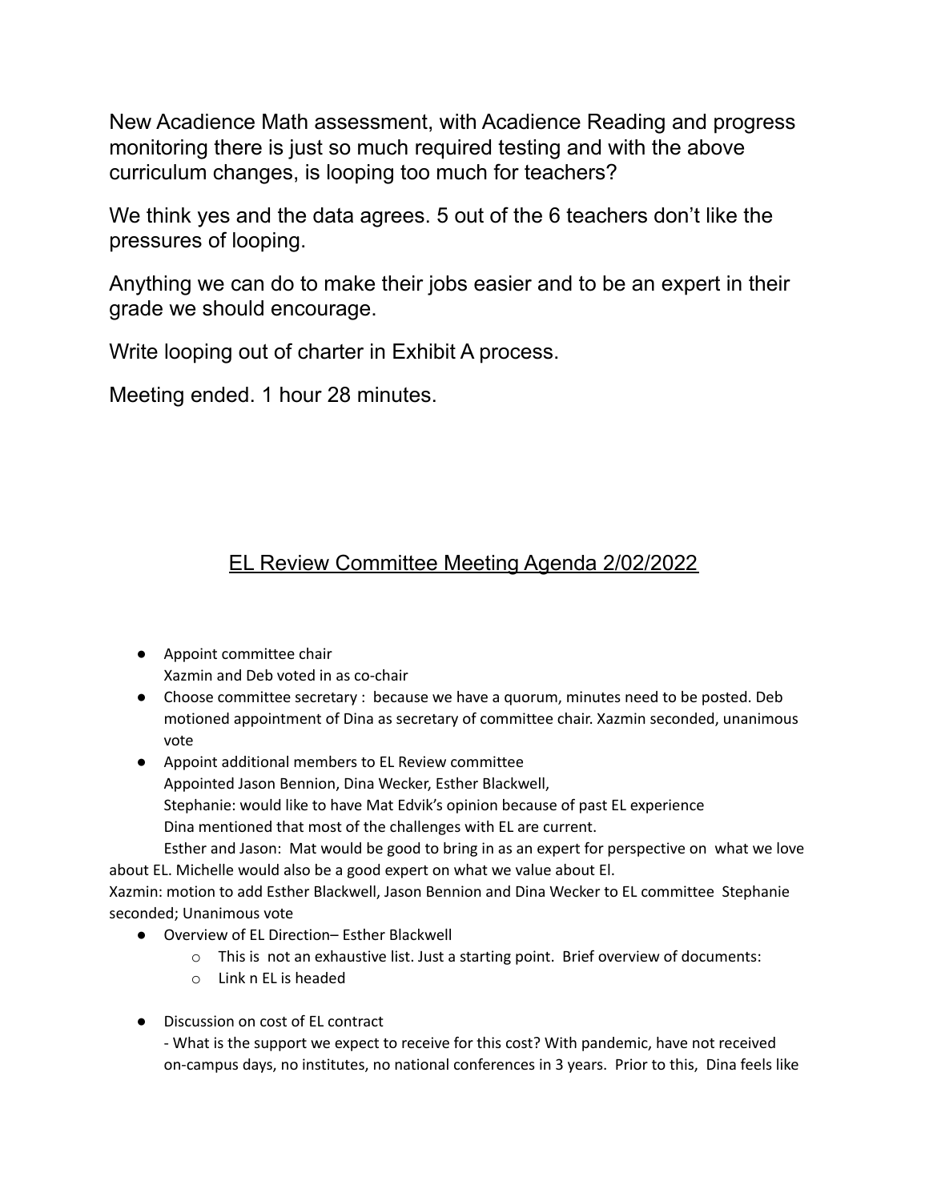New Acadience Math assessment, with Acadience Reading and progress monitoring there is just so much required testing and with the above curriculum changes, is looping too much for teachers?

We think yes and the data agrees. 5 out of the 6 teachers don't like the pressures of looping.

Anything we can do to make their jobs easier and to be an expert in their grade we should encourage.

Write looping out of charter in Exhibit A process.

Meeting ended. 1 hour 28 minutes.

## EL Review Committee Meeting Agenda 2/02/2022

- Appoint committee chair
  Xazmin and Deb voted in as co-chair
- Choose committee secretary : because we have a quorum, minutes need to be posted. Deb motioned appointment of Dina as secretary of committee chair. Xazmin seconded, unanimous vote
- Appoint additional members to EL Review committee
  Appointed Jason Bennion, Dina Wecker, Esther Blackwell,
  Stephanie: would like to have Mat Edvik's opinion because of past EL experience
  Dina mentioned that most of the challenges with EL are current.
  Esther and Jason: Mat would be good to bring in as an expert for perspective on what we love about EL. Michelle would also be a good expert on what we value about El.

Xazmin: motion to add Esther Blackwell, Jason Bennion and Dina Wecker to EL committee Stephanie seconded; Unanimous vote

- Overview of EL Direction– Esther Blackwell
  - This is not an exhaustive list. Just a starting point. Brief overview of documents:
  - Link n EL is headed
- Discussion on cost of EL contract
  - What is the support we expect to receive for this cost? With pandemic, have not received on-campus days, no institutes, no national conferences in 3 years. Prior to this, Dina feels like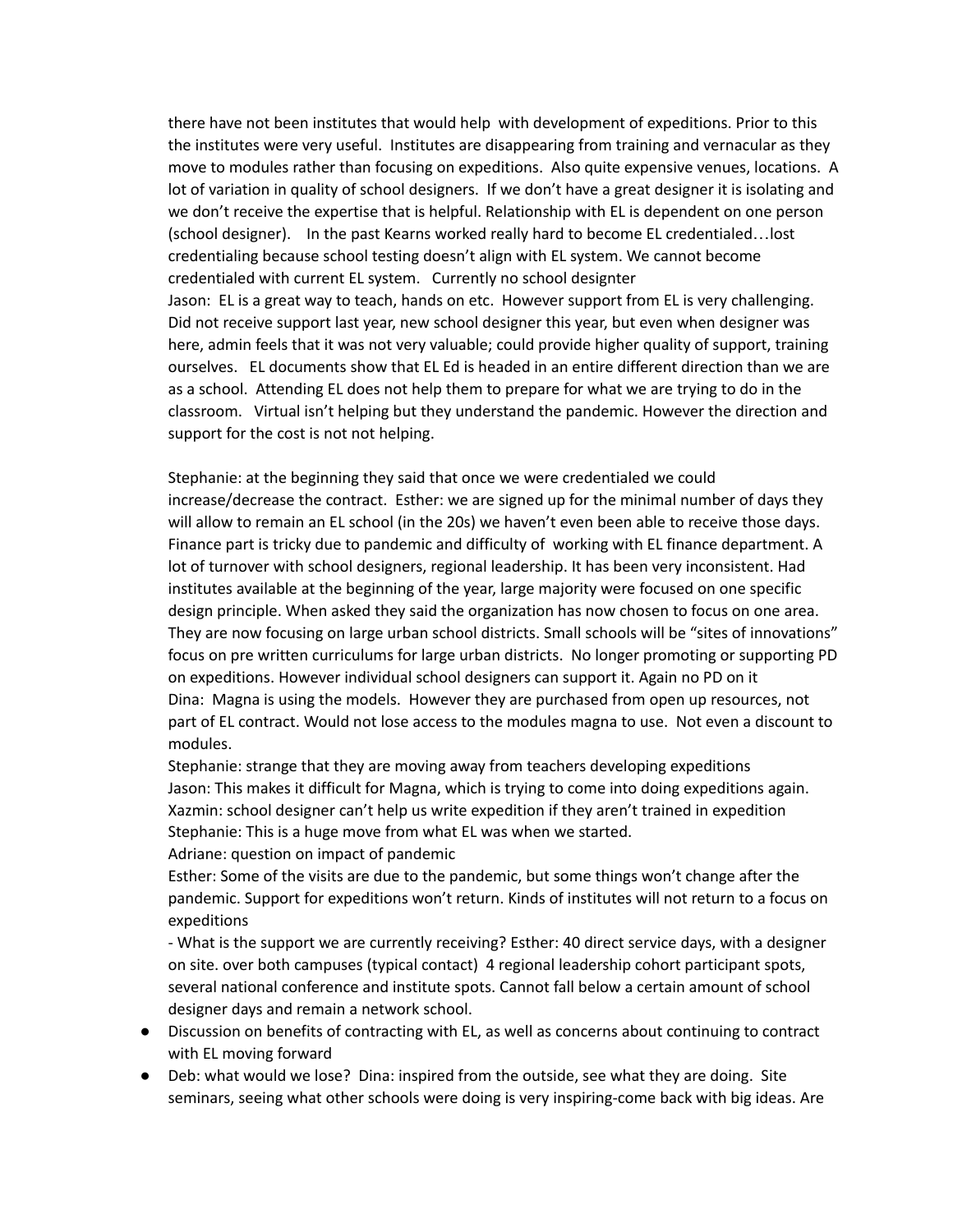there have not been institutes that would help with development of expeditions. Prior to this the institutes were very useful. Institutes are disappearing from training and vernacular as they move to modules rather than focusing on expeditions. Also quite expensive venues, locations. A lot of variation in quality of school designers. If we don't have a great designer it is isolating and we don't receive the expertise that is helpful. Relationship with EL is dependent on one person (school designer). In the past Kearns worked really hard to become EL credentialed…lost credentialing because school testing doesn't align with EL system. We cannot become credentialed with current EL system. Currently no school designter

Jason: EL is a great way to teach, hands on etc. However support from EL is very challenging. Did not receive support last year, new school designer this year, but even when designer was here, admin feels that it was not very valuable; could provide higher quality of support, training ourselves. EL documents show that EL Ed is headed in an entire different direction than we are as a school. Attending EL does not help them to prepare for what we are trying to do in the classroom. Virtual isn't helping but they understand the pandemic. However the direction and support for the cost is not not helping.

Stephanie: at the beginning they said that once we were credentialed we could increase/decrease the contract. Esther: we are signed up for the minimal number of days they will allow to remain an EL school (in the 20s) we haven't even been able to receive those days. Finance part is tricky due to pandemic and difficulty of working with EL finance department. A lot of turnover with school designers, regional leadership. It has been very inconsistent. Had institutes available at the beginning of the year, large majority were focused on one specific design principle. When asked they said the organization has now chosen to focus on one area. They are now focusing on large urban school districts. Small schools will be "sites of innovations" focus on pre written curriculums for large urban districts. No longer promoting or supporting PD on expeditions. However individual school designers can support it. Again no PD on it

Dina: Magna is using the models. However they are purchased from open up resources, not part of EL contract. Would not lose access to the modules magna to use. Not even a discount to modules.

Stephanie: strange that they are moving away from teachers developing expeditions

Jason: This makes it difficult for Magna, which is trying to come into doing expeditions again.

Xazmin: school designer can't help us write expedition if they aren't trained in expedition

Stephanie: This is a huge move from what EL was when we started.

Adriane: question on impact of pandemic

Esther: Some of the visits are due to the pandemic, but some things won't change after the pandemic. Support for expeditions won't return. Kinds of institutes will not return to a focus on expeditions

- What is the support we are currently receiving? Esther: 40 direct service days, with a designer on site. over both campuses (typical contact) 4 regional leadership cohort participant spots, several national conference and institute spots. Cannot fall below a certain amount of school designer days and remain a network school.

- Discussion on benefits of contracting with EL, as well as concerns about continuing to contract with EL moving forward
- Deb: what would we lose? Dina: inspired from the outside, see what they are doing. Site seminars, seeing what other schools were doing is very inspiring-come back with big ideas. Are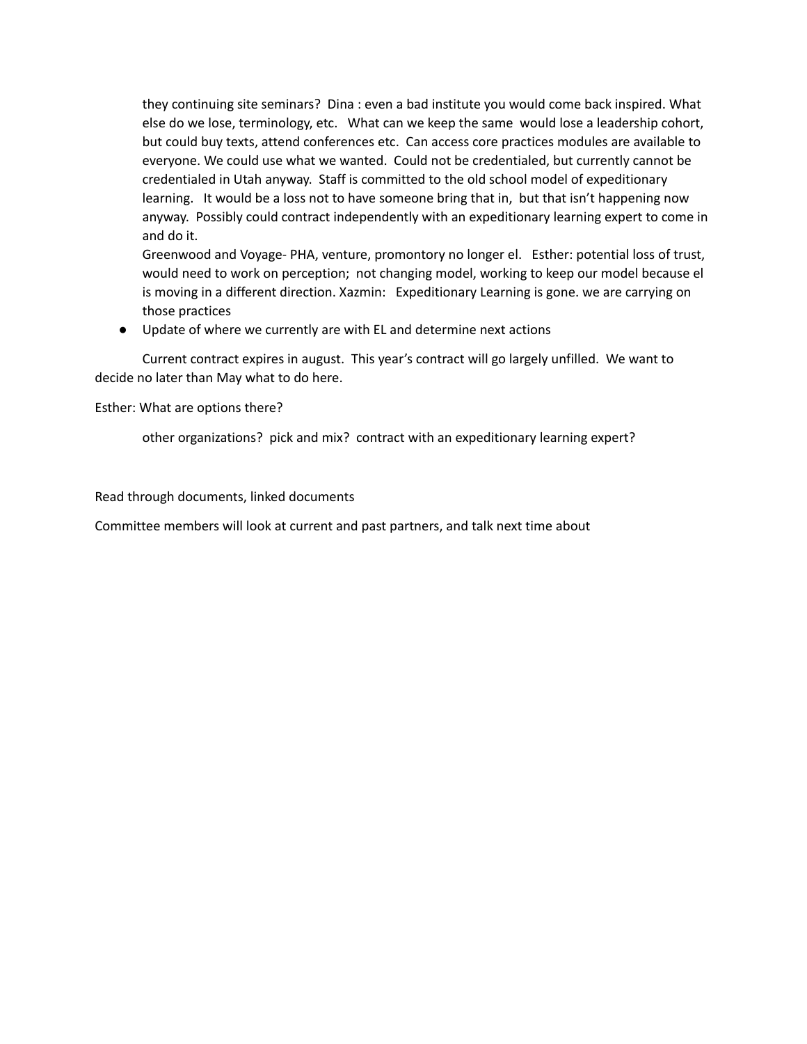they continuing site seminars? Dina : even a bad institute you would come back inspired. What else do we lose, terminology, etc. What can we keep the same would lose a leadership cohort, but could buy texts, attend conferences etc. Can access core practices modules are available to everyone. We could use what we wanted. Could not be credentialed, but currently cannot be credentialed in Utah anyway. Staff is committed to the old school model of expeditionary learning. It would be a loss not to have someone bring that in, but that isn't happening now anyway. Possibly could contract independently with an expeditionary learning expert to come in and do it.

Greenwood and Voyage- PHA, venture, promontory no longer el. Esther: potential loss of trust, would need to work on perception; not changing model, working to keep our model because el is moving in a different direction. Xazmin: Expeditionary Learning is gone. we are carrying on those practices

- Update of where we currently are with EL and determine next actions

Current contract expires in august. This year's contract will go largely unfilled. We want to decide no later than May what to do here.

Esther: What are options there?

other organizations? pick and mix? contract with an expeditionary learning expert?

Read through documents, linked documents

Committee members will look at current and past partners, and talk next time about